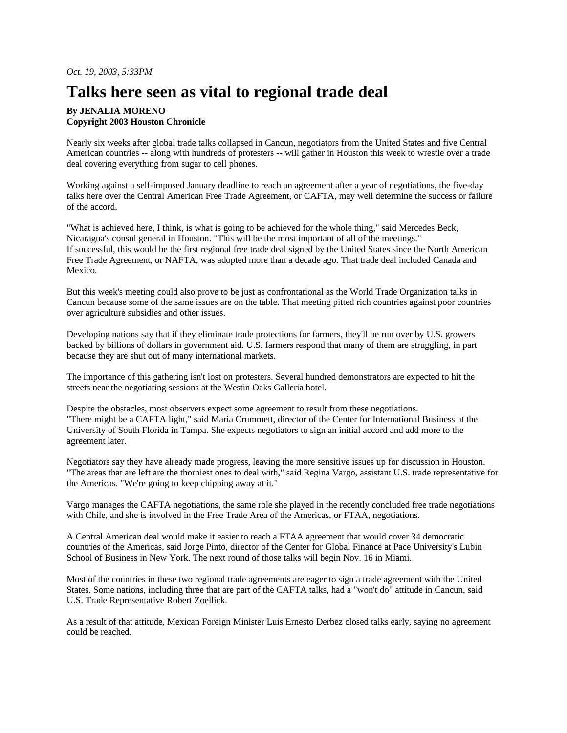*Oct. 19, 2003, 5:33PM*

# Talks here seen as vital to regional trade deal

**By JENALIA MORENO**
**Copyright 2003 Houston Chronicle**

Nearly six weeks after global trade talks collapsed in Cancun, negotiators from the United States and five Central American countries -- along with hundreds of protesters -- will gather in Houston this week to wrestle over a trade deal covering everything from sugar to cell phones.

Working against a self-imposed January deadline to reach an agreement after a year of negotiations, the five-day talks here over the Central American Free Trade Agreement, or CAFTA, may well determine the success or failure of the accord.

"What is achieved here, I think, is what is going to be achieved for the whole thing," said Mercedes Beck, Nicaragua's consul general in Houston. "This will be the most important of all of the meetings."
If successful, this would be the first regional free trade deal signed by the United States since the North American Free Trade Agreement, or NAFTA, was adopted more than a decade ago. That trade deal included Canada and Mexico.

But this week's meeting could also prove to be just as confrontational as the World Trade Organization talks in Cancun because some of the same issues are on the table. That meeting pitted rich countries against poor countries over agriculture subsidies and other issues.

Developing nations say that if they eliminate trade protections for farmers, they'll be run over by U.S. growers backed by billions of dollars in government aid. U.S. farmers respond that many of them are struggling, in part because they are shut out of many international markets.

The importance of this gathering isn't lost on protesters. Several hundred demonstrators are expected to hit the streets near the negotiating sessions at the Westin Oaks Galleria hotel.

Despite the obstacles, most observers expect some agreement to result from these negotiations.
"There might be a CAFTA light," said Maria Crummett, director of the Center for International Business at the University of South Florida in Tampa. She expects negotiators to sign an initial accord and add more to the agreement later.

Negotiators say they have already made progress, leaving the more sensitive issues up for discussion in Houston. "The areas that are left are the thorniest ones to deal with," said Regina Vargo, assistant U.S. trade representative for the Americas. "We're going to keep chipping away at it."

Vargo manages the CAFTA negotiations, the same role she played in the recently concluded free trade negotiations with Chile, and she is involved in the Free Trade Area of the Americas, or FTAA, negotiations.

A Central American deal would make it easier to reach a FTAA agreement that would cover 34 democratic countries of the Americas, said Jorge Pinto, director of the Center for Global Finance at Pace University's Lubin School of Business in New York. The next round of those talks will begin Nov. 16 in Miami.

Most of the countries in these two regional trade agreements are eager to sign a trade agreement with the United States. Some nations, including three that are part of the CAFTA talks, had a "won't do" attitude in Cancun, said U.S. Trade Representative Robert Zoellick.

As a result of that attitude, Mexican Foreign Minister Luis Ernesto Derbez closed talks early, saying no agreement could be reached.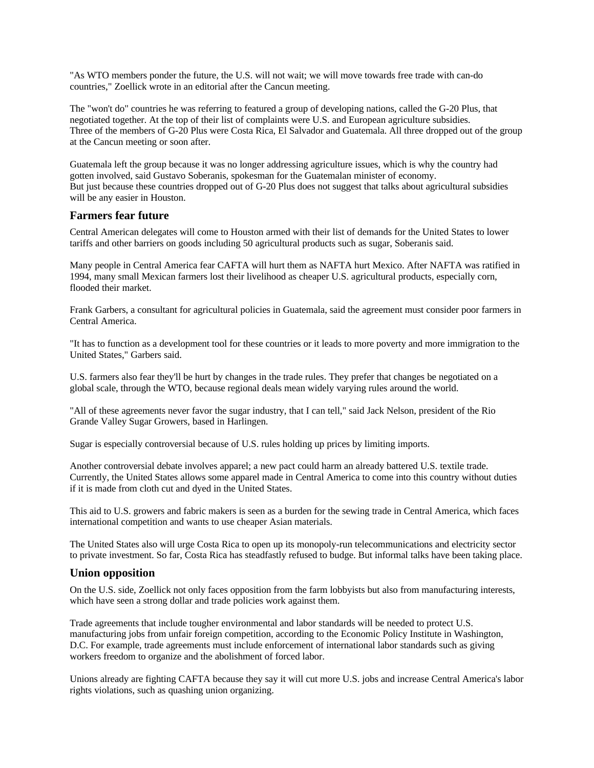"As WTO members ponder the future, the U.S. will not wait; we will move towards free trade with can-do countries," Zoellick wrote in an editorial after the Cancun meeting.

The "won't do" countries he was referring to featured a group of developing nations, called the G-20 Plus, that negotiated together. At the top of their list of complaints were U.S. and European agriculture subsidies. Three of the members of G-20 Plus were Costa Rica, El Salvador and Guatemala. All three dropped out of the group at the Cancun meeting or soon after.

Guatemala left the group because it was no longer addressing agriculture issues, which is why the country had gotten involved, said Gustavo Soberanis, spokesman for the Guatemalan minister of economy. But just because these countries dropped out of G-20 Plus does not suggest that talks about agricultural subsidies will be any easier in Houston.

### Farmers fear future

Central American delegates will come to Houston armed with their list of demands for the United States to lower tariffs and other barriers on goods including 50 agricultural products such as sugar, Soberanis said.

Many people in Central America fear CAFTA will hurt them as NAFTA hurt Mexico. After NAFTA was ratified in 1994, many small Mexican farmers lost their livelihood as cheaper U.S. agricultural products, especially corn, flooded their market.

Frank Garbers, a consultant for agricultural policies in Guatemala, said the agreement must consider poor farmers in Central America.

"It has to function as a development tool for these countries or it leads to more poverty and more immigration to the United States," Garbers said.

U.S. farmers also fear they'll be hurt by changes in the trade rules. They prefer that changes be negotiated on a global scale, through the WTO, because regional deals mean widely varying rules around the world.

"All of these agreements never favor the sugar industry, that I can tell," said Jack Nelson, president of the Rio Grande Valley Sugar Growers, based in Harlingen.

Sugar is especially controversial because of U.S. rules holding up prices by limiting imports.

Another controversial debate involves apparel; a new pact could harm an already battered U.S. textile trade. Currently, the United States allows some apparel made in Central America to come into this country without duties if it is made from cloth cut and dyed in the United States.

This aid to U.S. growers and fabric makers is seen as a burden for the sewing trade in Central America, which faces international competition and wants to use cheaper Asian materials.

The United States also will urge Costa Rica to open up its monopoly-run telecommunications and electricity sector to private investment. So far, Costa Rica has steadfastly refused to budge. But informal talks have been taking place.

### Union opposition

On the U.S. side, Zoellick not only faces opposition from the farm lobbyists but also from manufacturing interests, which have seen a strong dollar and trade policies work against them.

Trade agreements that include tougher environmental and labor standards will be needed to protect U.S. manufacturing jobs from unfair foreign competition, according to the Economic Policy Institute in Washington, D.C. For example, trade agreements must include enforcement of international labor standards such as giving workers freedom to organize and the abolishment of forced labor.

Unions already are fighting CAFTA because they say it will cut more U.S. jobs and increase Central America's labor rights violations, such as quashing union organizing.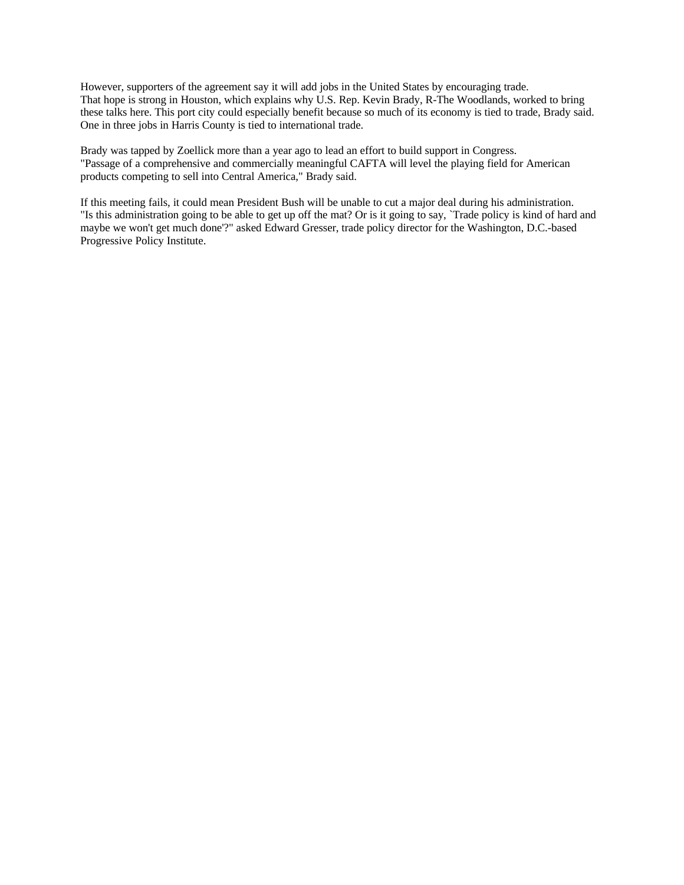However, supporters of the agreement say it will add jobs in the United States by encouraging trade.
That hope is strong in Houston, which explains why U.S. Rep. Kevin Brady, R-The Woodlands, worked to bring these talks here. This port city could especially benefit because so much of its economy is tied to trade, Brady said. One in three jobs in Harris County is tied to international trade.

Brady was tapped by Zoellick more than a year ago to lead an effort to build support in Congress.
"Passage of a comprehensive and commercially meaningful CAFTA will level the playing field for American products competing to sell into Central America," Brady said.

If this meeting fails, it could mean President Bush will be unable to cut a major deal during his administration.
"Is this administration going to be able to get up off the mat? Or is it going to say, `Trade policy is kind of hard and maybe we won't get much done'?" asked Edward Gresser, trade policy director for the Washington, D.C.-based Progressive Policy Institute.